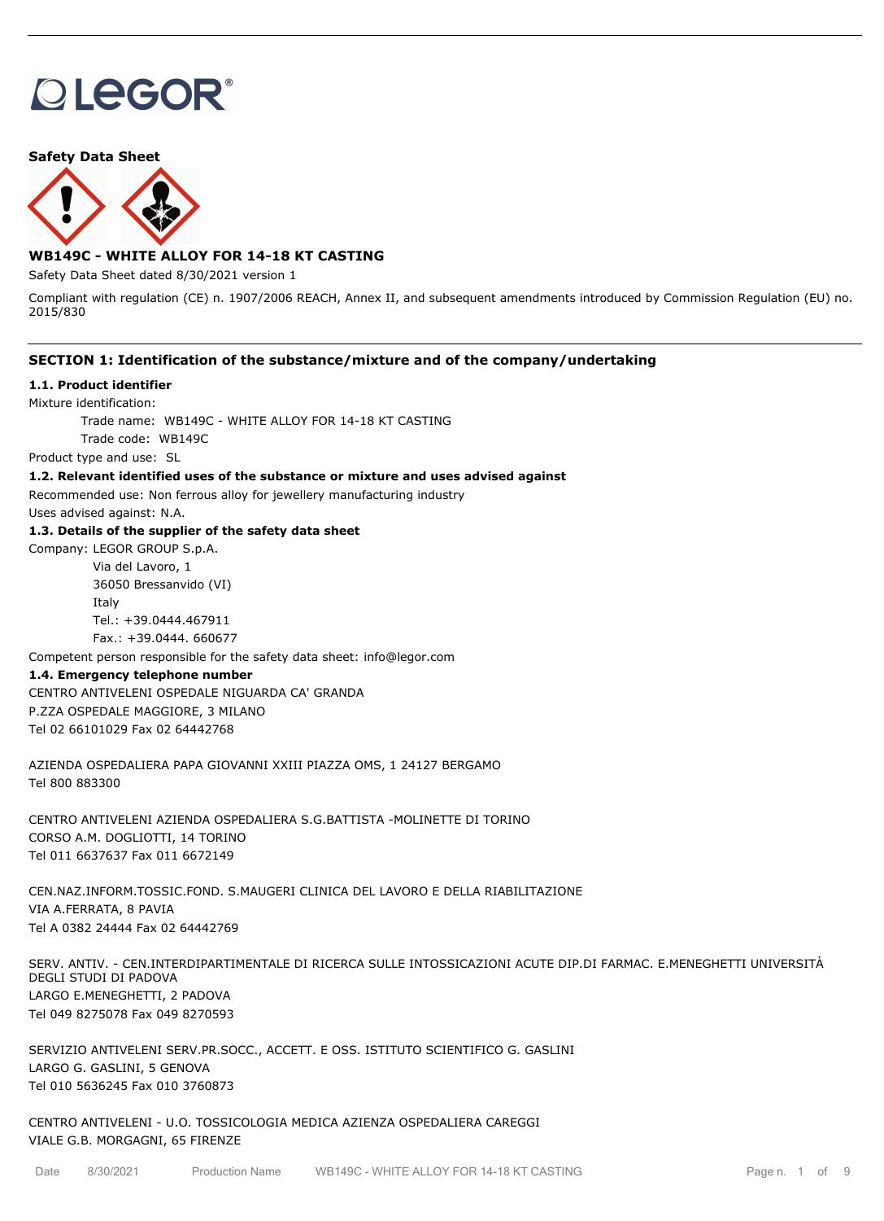# LEGOR

**Safety Data Sheet**

## WB149C - WHITE ALLOY FOR 14-18 KT CASTING

Safety Data Sheet dated 8/30/2021 version 1

Compliant with regulation (CE) n. 1907/2006 REACH, Annex II, and subsequent amendments introduced by Commission Regulation (EU) no. 2015/830

## SECTION 1: Identification of the substance/mixture and of the company/undertaking

### 1.1. Product identifier

Mixture identification:

Trade name: WB149C - WHITE ALLOY FOR 14-18 KT CASTING

Trade code: WB149C

Product type and use: SL

### 1.2. Relevant identified uses of the substance or mixture and uses advised against

Recommended use: Non ferrous alloy for jewellery manufacturing industry

Uses advised against: N.A.

### 1.3. Details of the supplier of the safety data sheet

Company: LEGOR GROUP S.p.A.
Via del Lavoro, 1
36050 Bressanvido (VI)
Italy
Tel.: +39.0444.467911
Fax.: +39.0444. 660677

Competent person responsible for the safety data sheet: info@legor.com

### 1.4. Emergency telephone number

CENTRO ANTIVELENI OSPEDALE NIGUARDA CA' GRANDA
P.ZZA OSPEDALE MAGGIORE, 3 MILANO
Tel 02 66101029 Fax 02 64442768

AZIENDA OSPEDALIERA PAPA GIOVANNI XXIII PIAZZA OMS, 1 24127 BERGAMO
Tel 800 883300

CENTRO ANTIVELENI AZIENDA OSPEDALIERA S.G.BATTISTA -MOLINETTE DI TORINO
CORSO A.M. DOGLIOTTI, 14 TORINO
Tel 011 6637637 Fax 011 6672149

CEN.NAZ.INFORM.TOSSIC.FOND. S.MAUGERI CLINICA DEL LAVORO E DELLA RIABILITAZIONE
VIA A.FERRATA, 8 PAVIA
Tel A 0382 24444 Fax 02 64442769

SERV. ANTIV. - CEN.INTERDIPARTIMENTALE DI RICERCA SULLE INTOSSICAZIONI ACUTE DIP.DI FARMAC. E.MENEGHETTI UNIVERSITÀ DEGLI STUDI DI PADOVA
LARGO E.MENEGHETTI, 2 PADOVA
Tel 049 8275078 Fax 049 8270593

SERVIZIO ANTIVELENI SERV.PR.SOCC., ACCETT. E OSS. ISTITUTO SCIENTIFICO G. GASLINI
LARGO G. GASLINI, 5 GENOVA
Tel 010 5636245 Fax 010 3760873

CENTRO ANTIVELENI - U.O. TOSSICOLOGIA MEDICA AZIENZA OSPEDALIERA CAREGGI
VIALE G.B. MORGAGNI, 65 FIRENZE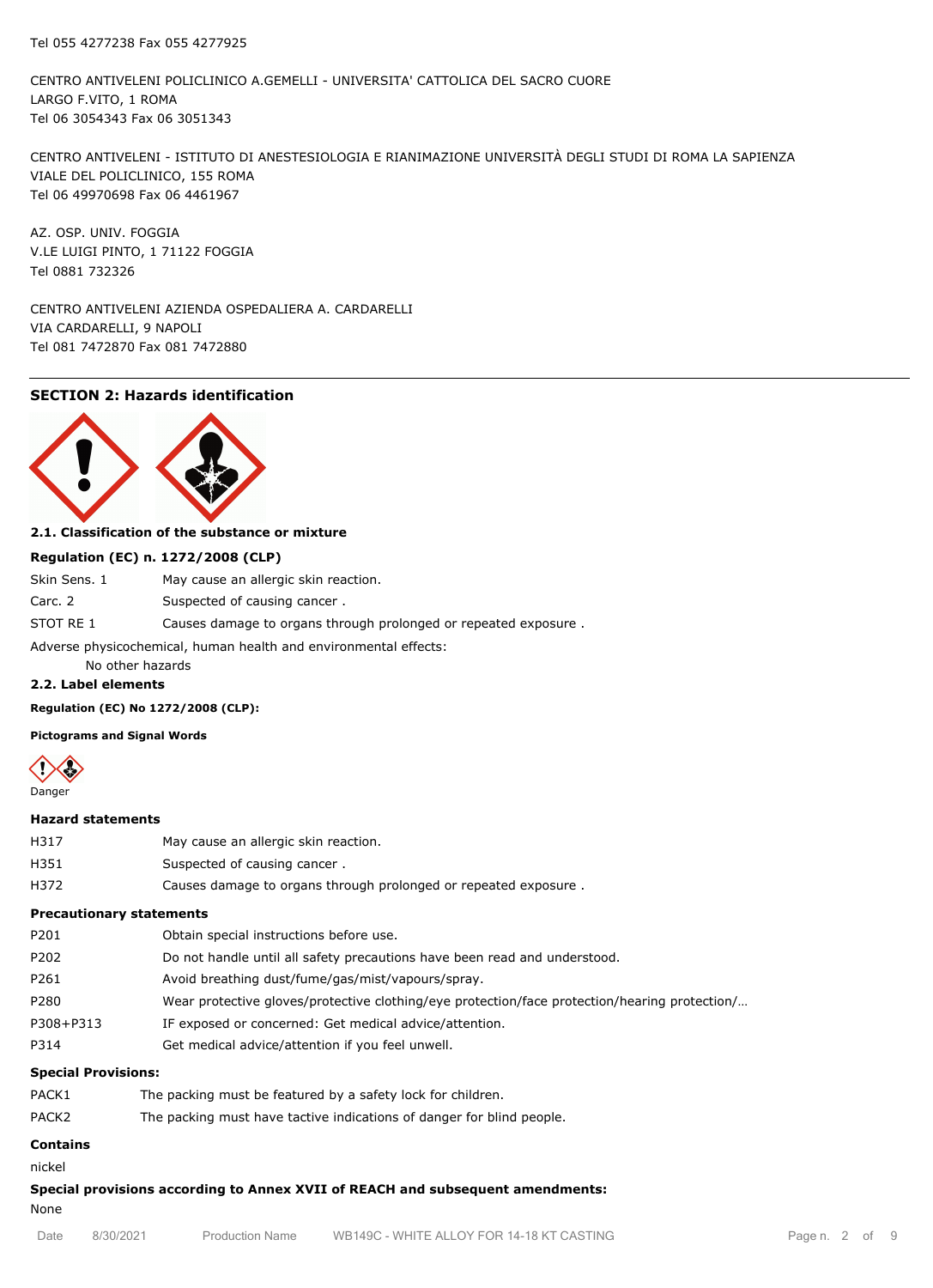Tel 055 4277238 Fax 055 4277925

CENTRO ANTIVELENI POLICLINICO A.GEMELLI - UNIVERSITA' CATTOLICA DEL SACRO CUORE
LARGO F.VITO, 1 ROMA
Tel 06 3054343 Fax 06 3051343

CENTRO ANTIVELENI - ISTITUTO DI ANESTESIOLOGIA E RIANIMAZIONE UNIVERSITÀ DEGLI STUDI DI ROMA LA SAPIENZA
VIALE DEL POLICLINICO, 155 ROMA
Tel 06 49970698 Fax 06 4461967

AZ. OSP. UNIV. FOGGIA
V.LE LUIGI PINTO, 1 71122 FOGGIA
Tel 0881 732326

CENTRO ANTIVELENI AZIENDA OSPEDALIERA A. CARDARELLI
VIA CARDARELLI, 9 NAPOLI
Tel 081 7472870 Fax 081 7472880

## SECTION 2: Hazards identification

### 2.1. Classification of the substance or mixture

**Regulation (EC) n. 1272/2008 (CLP)**

| | |
|---|---|
| Skin Sens. 1 | May cause an allergic skin reaction. |
| Carc. 2 | Suspected of causing cancer . |
| STOT RE 1 | Causes damage to organs through prolonged or repeated exposure . |

Adverse physicochemical, human health and environmental effects:

No other hazards

### 2.2. Label elements

**Regulation (EC) No 1272/2008 (CLP):**

**Pictograms and Signal Words**

Danger

**Hazard statements**

| | |
|---|---|
| H317 | May cause an allergic skin reaction. |
| H351 | Suspected of causing cancer . |
| H372 | Causes damage to organs through prolonged or repeated exposure . |

**Precautionary statements**

| | |
|---|---|
| P201 | Obtain special instructions before use. |
| P202 | Do not handle until all safety precautions have been read and understood. |
| P261 | Avoid breathing dust/fume/gas/mist/vapours/spray. |
| P280 | Wear protective gloves/protective clothing/eye protection/face protection/hearing protection/… |
| P308+P313 | IF exposed or concerned: Get medical advice/attention. |
| P314 | Get medical advice/attention if you feel unwell. |

**Special Provisions:**

| | |
|---|---|
| PACK1 | The packing must be featured by a safety lock for children. |
| PACK2 | The packing must have tactive indications of danger for blind people. |

**Contains**

nickel

**Special provisions according to Annex XVII of REACH and subsequent amendments:**

None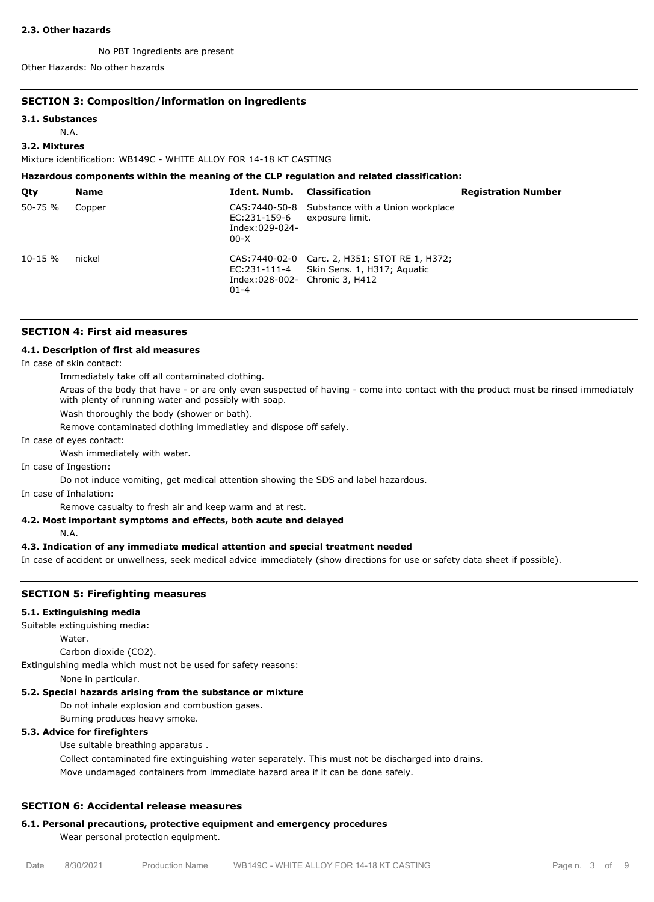#### 2.3. Other hazards

No PBT Ingredients are present

Other Hazards: No other hazards

## SECTION 3: Composition/information on ingredients

#### 3.1. Substances

N.A.

#### 3.2. Mixtures

Mixture identification: WB149C - WHITE ALLOY FOR 14-18 KT CASTING

**Hazardous components within the meaning of the CLP regulation and related classification:**

| Qty | Name | Ident. Numb. | Classification | Registration Number |
|---|---|---|---|---|
| 50-75 % | Copper | CAS:7440-50-8 EC:231-159-6 Index:029-024-00-X | Substance with a Union workplace exposure limit. | |
| 10-15 % | nickel | CAS:7440-02-0 EC:231-111-4 Index:028-002-01-4 | Carc. 2, H351; STOT RE 1, H372; Skin Sens. 1, H317; Aquatic Chronic 3, H412 | |

## SECTION 4: First aid measures

#### 4.1. Description of first aid measures

In case of skin contact:

Immediately take off all contaminated clothing.

Areas of the body that have - or are only even suspected of having - come into contact with the product must be rinsed immediately with plenty of running water and possibly with soap.

Wash thoroughly the body (shower or bath).

Remove contaminated clothing immediatley and dispose off safely.

In case of eyes contact:

Wash immediately with water.

In case of Ingestion:

Do not induce vomiting, get medical attention showing the SDS and label hazardous.

In case of Inhalation:

Remove casualty to fresh air and keep warm and at rest.

#### 4.2. Most important symptoms and effects, both acute and delayed

N.A.

#### 4.3. Indication of any immediate medical attention and special treatment needed

In case of accident or unwellness, seek medical advice immediately (show directions for use or safety data sheet if possible).

## SECTION 5: Firefighting measures

#### 5.1. Extinguishing media

Suitable extinguishing media:

Water.

Carbon dioxide ($CO_2$).

Extinguishing media which must not be used for safety reasons:

None in particular.

#### 5.2. Special hazards arising from the substance or mixture

Do not inhale explosion and combustion gases.

Burning produces heavy smoke.

#### 5.3. Advice for firefighters

Use suitable breathing apparatus .

Collect contaminated fire extinguishing water separately. This must not be discharged into drains.

Move undamaged containers from immediate hazard area if it can be done safely.

## SECTION 6: Accidental release measures

#### 6.1. Personal precautions, protective equipment and emergency procedures

Wear personal protection equipment.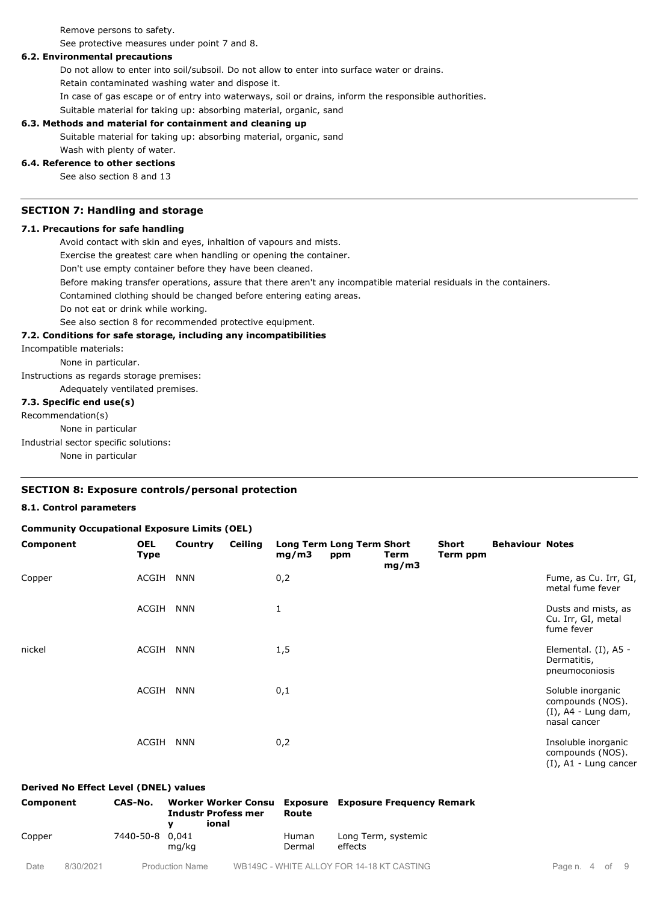Remove persons to safety.

See protective measures under point 7 and 8.

### 6.2. Environmental precautions

Do not allow to enter into soil/subsoil. Do not allow to enter into surface water or drains.

Retain contaminated washing water and dispose it.

In case of gas escape or of entry into waterways, soil or drains, inform the responsible authorities.

Suitable material for taking up: absorbing material, organic, sand

### 6.3. Methods and material for containment and cleaning up

Suitable material for taking up: absorbing material, organic, sand

Wash with plenty of water.

### 6.4. Reference to other sections

See also section 8 and 13

## SECTION 7: Handling and storage

### 7.1. Precautions for safe handling

Avoid contact with skin and eyes, inhaltion of vapours and mists.

Exercise the greatest care when handling or opening the container.

Don't use empty container before they have been cleaned.

Before making transfer operations, assure that there aren't any incompatible material residuals in the containers.

Contamined clothing should be changed before entering eating areas.

Do not eat or drink while working.

See also section 8 for recommended protective equipment.

### 7.2. Conditions for safe storage, including any incompatibilities

Incompatible materials:

None in particular.

Instructions as regards storage premises:

Adequately ventilated premises.

### 7.3. Specific end use(s)

Recommendation(s)

None in particular

Industrial sector specific solutions:

None in particular

## SECTION 8: Exposure controls/personal protection

### 8.1. Control parameters

**Community Occupational Exposure Limits (OEL)**

| Component | OEL Type | Country | Ceiling | Long Term mg/m3 | Long Term ppm | Short Term mg/m3 | Short Term ppm | Behaviour | Notes |
|---|---|---|---|---|---|---|---|---|---|
| Copper | ACGIH | NNN | | 0,2 | | | | | Fume, as Cu. Irr, GI, metal fume fever |
| | ACGIH | NNN | | 1 | | | | | Dusts and mists, as Cu. Irr, GI, metal fume fever |
| nickel | ACGIH | NNN | | 1,5 | | | | | Elemental. (I), A5 - Dermatitis, pneumoconiosis |
| | ACGIH | NNN | | 0,1 | | | | | Soluble inorganic compounds (NOS). (I), A4 - Lung dam, nasal cancer |
| | ACGIH | NNN | | 0,2 | | | | | Insoluble inorganic compounds (NOS). (I), A1 - Lung cancer |

**Derived No Effect Level (DNEL) values**

| Component | CAS-No. | Worker Industry | Worker Professional | Consumer | Exposure Route | Exposure Frequency | Remark |
|---|---|---|---|---|---|---|---|
| Copper | 7440-50-8 | 0,041 mg/kg | | | Human Dermal | Long Term, systemic effects | |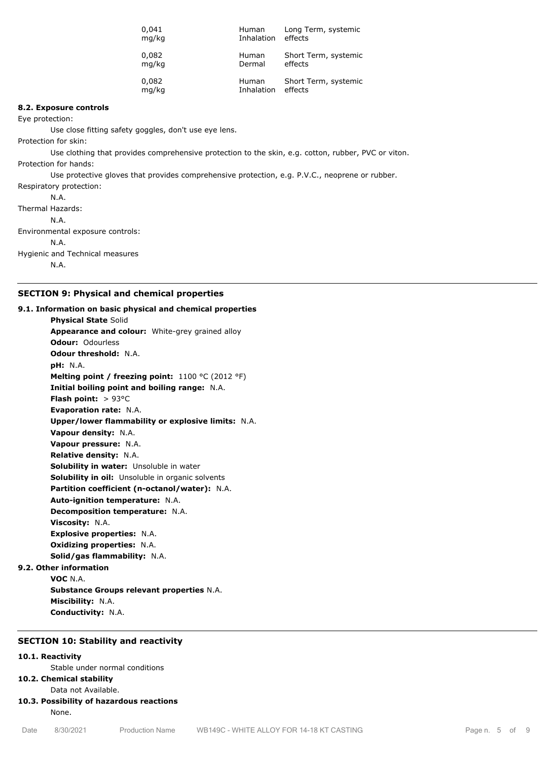| | | |
|---|---|---|
| 0,041 mg/kg | Human Inhalation | Long Term, systemic effects |
| 0,082 mg/kg | Human Dermal | Short Term, systemic effects |
| 0,082 mg/kg | Human Inhalation | Short Term, systemic effects |

**8.2. Exposure controls**

Eye protection:

Use close fitting safety goggles, don't use eye lens.

Protection for skin:

Use clothing that provides comprehensive protection to the skin, e.g. cotton, rubber, PVC or viton.

Protection for hands:

Use protective gloves that provides comprehensive protection, e.g. P.V.C., neoprene or rubber.

Respiratory protection:

N.A.

Thermal Hazards:

N.A.

Environmental exposure controls:

N.A.

Hygienic and Technical measures

N.A.

## SECTION 9: Physical and chemical properties

**9.1. Information on basic physical and chemical properties**

**Physical State** Solid
**Appearance and colour:** White-grey grained alloy
**Odour:** Odourless
**Odour threshold:** N.A.
**pH:** N.A.
**Melting point / freezing point:** 1100 °C (2012 °F)
**Initial boiling point and boiling range:** N.A.
**Flash point:** > 93°C
**Evaporation rate:** N.A.
**Upper/lower flammability or explosive limits:** N.A.
**Vapour density:** N.A.
**Vapour pressure:** N.A.
**Relative density:** N.A.
**Solubility in water:** Unsoluble in water
**Solubility in oil:** Unsoluble in organic solvents
**Partition coefficient (n-octanol/water):** N.A.
**Auto-ignition temperature:** N.A.
**Decomposition temperature:** N.A.
**Viscosity:** N.A.
**Explosive properties:** N.A.
**Oxidizing properties:** N.A.
**Solid/gas flammability:** N.A.

**9.2. Other information**

**VOC** N.A.
**Substance Groups relevant properties** N.A.
**Miscibility:** N.A.
**Conductivity:** N.A.

## SECTION 10: Stability and reactivity

**10.1. Reactivity**

Stable under normal conditions

**10.2. Chemical stability**

Data not Available.

**10.3. Possibility of hazardous reactions**

None.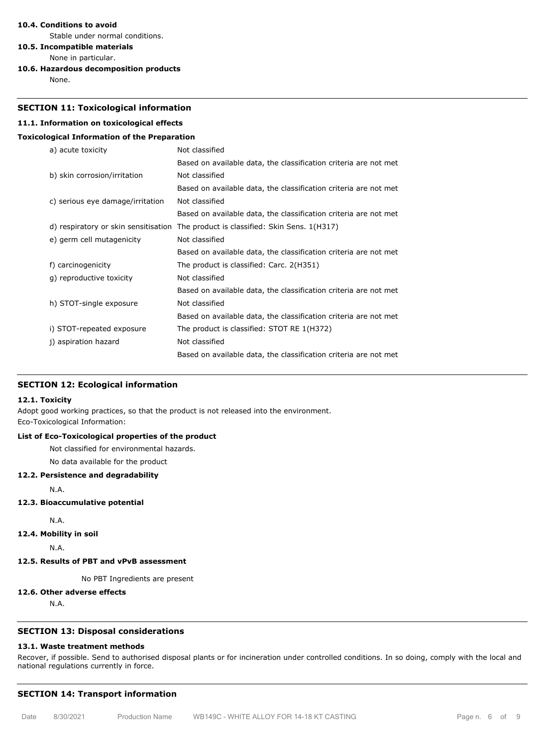**10.4. Conditions to avoid**

Stable under normal conditions.

**10.5. Incompatible materials**

None in particular.

**10.6. Hazardous decomposition products**

None.

---

## SECTION 11: Toxicological information

**11.1. Information on toxicological effects**

**Toxicological Information of the Preparation**

| | |
|---|---|
| a) acute toxicity | Not classified |
| | Based on available data, the classification criteria are not met |
| b) skin corrosion/irritation | Not classified |
| | Based on available data, the classification criteria are not met |
| c) serious eye damage/irritation | Not classified |
| | Based on available data, the classification criteria are not met |
| d) respiratory or skin sensitisation | The product is classified: Skin Sens. 1(H317) |
| e) germ cell mutagenicity | Not classified |
| | Based on available data, the classification criteria are not met |
| f) carcinogenicity | The product is classified: Carc. 2(H351) |
| g) reproductive toxicity | Not classified |
| | Based on available data, the classification criteria are not met |
| h) STOT-single exposure | Not classified |
| | Based on available data, the classification criteria are not met |
| i) STOT-repeated exposure | The product is classified: STOT RE 1(H372) |
| j) aspiration hazard | Not classified |
| | Based on available data, the classification criteria are not met |

---

## SECTION 12: Ecological information

**12.1. Toxicity**

Adopt good working practices, so that the product is not released into the environment.
Eco-Toxicological Information:

**List of Eco-Toxicological properties of the product**

Not classified for environmental hazards.

No data available for the product

**12.2. Persistence and degradability**

N.A.

**12.3. Bioaccumulative potential**

N.A.

**12.4. Mobility in soil**

N.A.

**12.5. Results of PBT and vPvB assessment**

No PBT Ingredients are present

**12.6. Other adverse effects**

N.A.

---

## SECTION 13: Disposal considerations

**13.1. Waste treatment methods**

Recover, if possible. Send to authorised disposal plants or for incineration under controlled conditions. In so doing, comply with the local and national regulations currently in force.

---

## SECTION 14: Transport information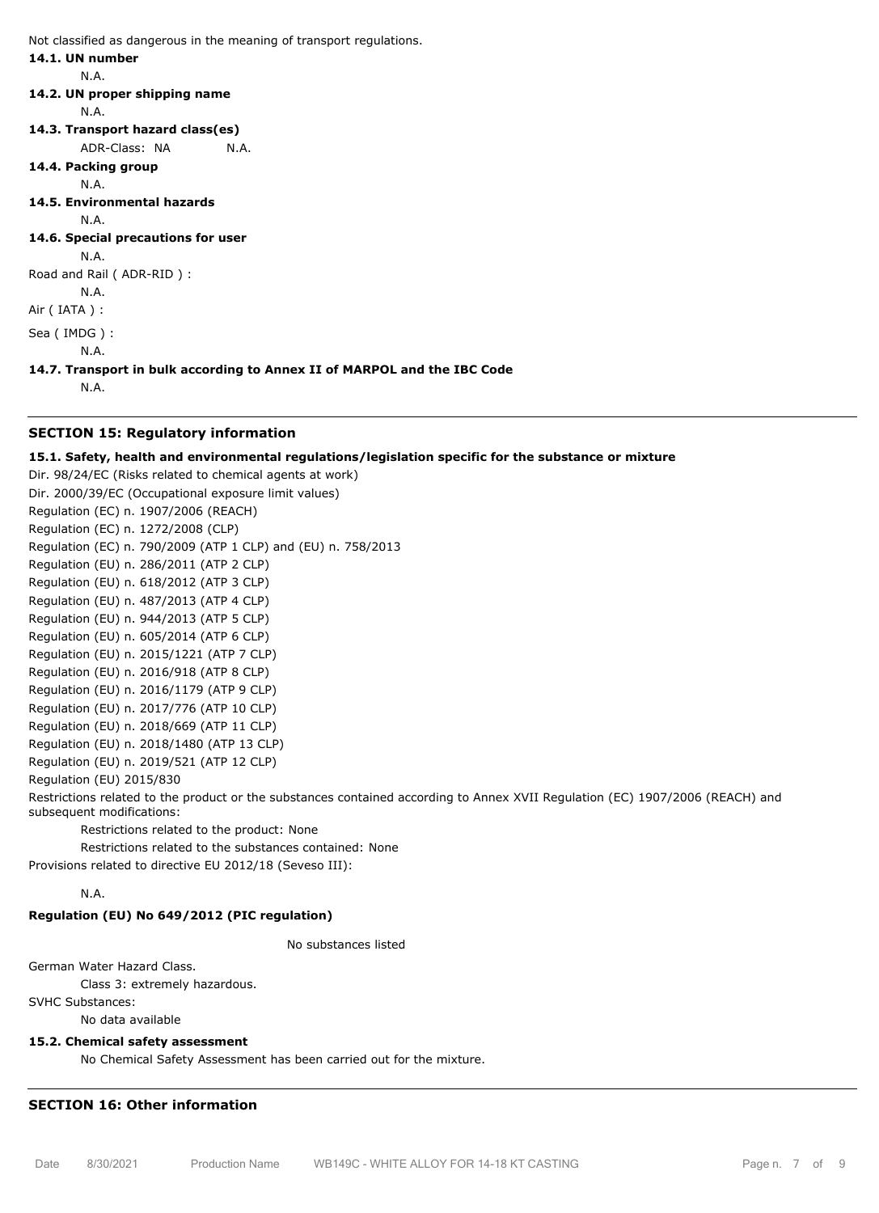Not classified as dangerous in the meaning of transport regulations.

**14.1. UN number**

N.A.

**14.2. UN proper shipping name**

N.A.

**14.3. Transport hazard class(es)**

ADR-Class: NA N.A.

**14.4. Packing group**

N.A.

**14.5. Environmental hazards**

N.A.

**14.6. Special precautions for user**

N.A.

Road and Rail ( ADR-RID ) :

N.A.

Air ( IATA ) :

Sea ( IMDG ) :

N.A.

**14.7. Transport in bulk according to Annex II of MARPOL and the IBC Code**

N.A.

## SECTION 15: Regulatory information

**15.1. Safety, health and environmental regulations/legislation specific for the substance or mixture**

Dir. 98/24/EC (Risks related to chemical agents at work)
Dir. 2000/39/EC (Occupational exposure limit values)
Regulation (EC) n. 1907/2006 (REACH)
Regulation (EC) n. 1272/2008 (CLP)
Regulation (EC) n. 790/2009 (ATP 1 CLP) and (EU) n. 758/2013
Regulation (EU) n. 286/2011 (ATP 2 CLP)
Regulation (EU) n. 618/2012 (ATP 3 CLP)
Regulation (EU) n. 487/2013 (ATP 4 CLP)
Regulation (EU) n. 944/2013 (ATP 5 CLP)
Regulation (EU) n. 605/2014 (ATP 6 CLP)
Regulation (EU) n. 2015/1221 (ATP 7 CLP)
Regulation (EU) n. 2016/918 (ATP 8 CLP)
Regulation (EU) n. 2016/1179 (ATP 9 CLP)
Regulation (EU) n. 2017/776 (ATP 10 CLP)
Regulation (EU) n. 2018/669 (ATP 11 CLP)
Regulation (EU) n. 2018/1480 (ATP 13 CLP)
Regulation (EU) n. 2019/521 (ATP 12 CLP)
Regulation (EU) 2015/830

Restrictions related to the product or the substances contained according to Annex XVII Regulation (EC) 1907/2006 (REACH) and subsequent modifications:

Restrictions related to the product: None

Restrictions related to the substances contained: None

Provisions related to directive EU 2012/18 (Seveso III):

N.A.

**Regulation (EU) No 649/2012 (PIC regulation)**

No substances listed

German Water Hazard Class.

Class 3: extremely hazardous.

SVHC Substances:

No data available

**15.2. Chemical safety assessment**

No Chemical Safety Assessment has been carried out for the mixture.

## SECTION 16: Other information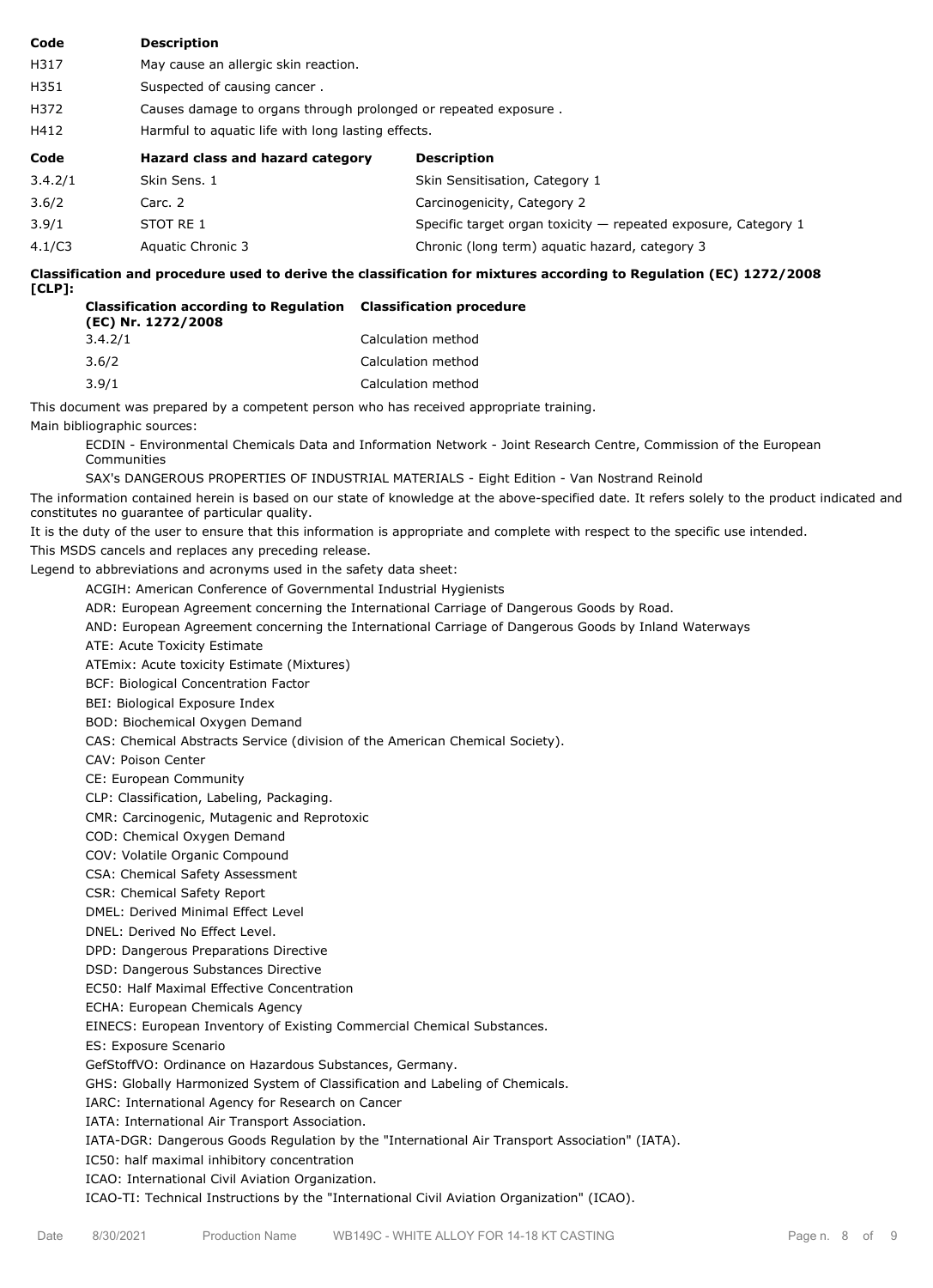| Code | Description |
| --- | --- |
| H317 | May cause an allergic skin reaction. |
| H351 | Suspected of causing cancer . |
| H372 | Causes damage to organs through prolonged or repeated exposure . |
| H412 | Harmful to aquatic life with long lasting effects. |

| Code | Hazard class and hazard category | Description |
| --- | --- | --- |
| 3.4.2/1 | Skin Sens. 1 | Skin Sensitisation, Category 1 |
| 3.6/2 | Carc. 2 | Carcinogenicity, Category 2 |
| 3.9/1 | STOT RE 1 | Specific target organ toxicity — repeated exposure, Category 1 |
| 4.1/C3 | Aquatic Chronic 3 | Chronic (long term) aquatic hazard, category 3 |

**Classification and procedure used to derive the classification for mixtures according to Regulation (EC) 1272/2008 [CLP]:**

| Classification according to Regulation (EC) Nr. 1272/2008 | Classification procedure |
| --- | --- |
| 3.4.2/1 | Calculation method |
| 3.6/2 | Calculation method |
| 3.9/1 | Calculation method |

This document was prepared by a competent person who has received appropriate training.

Main bibliographic sources:

ECDIN - Environmental Chemicals Data and Information Network - Joint Research Centre, Commission of the European Communities

SAX's DANGEROUS PROPERTIES OF INDUSTRIAL MATERIALS - Eight Edition - Van Nostrand Reinold

The information contained herein is based on our state of knowledge at the above-specified date. It refers solely to the product indicated and constitutes no guarantee of particular quality.

It is the duty of the user to ensure that this information is appropriate and complete with respect to the specific use intended.

This MSDS cancels and replaces any preceding release.

Legend to abbreviations and acronyms used in the safety data sheet:

ACGIH: American Conference of Governmental Industrial Hygienists
ADR: European Agreement concerning the International Carriage of Dangerous Goods by Road.
AND: European Agreement concerning the International Carriage of Dangerous Goods by Inland Waterways
ATE: Acute Toxicity Estimate
ATEmix: Acute toxicity Estimate (Mixtures)
BCF: Biological Concentration Factor
BEI: Biological Exposure Index
BOD: Biochemical Oxygen Demand
CAS: Chemical Abstracts Service (division of the American Chemical Society).
CAV: Poison Center
CE: European Community
CLP: Classification, Labeling, Packaging.
CMR: Carcinogenic, Mutagenic and Reprotoxic
COD: Chemical Oxygen Demand
COV: Volatile Organic Compound
CSA: Chemical Safety Assessment
CSR: Chemical Safety Report
DMEL: Derived Minimal Effect Level
DNEL: Derived No Effect Level.
DPD: Dangerous Preparations Directive
DSD: Dangerous Substances Directive
EC50: Half Maximal Effective Concentration
ECHA: European Chemicals Agency
EINECS: European Inventory of Existing Commercial Chemical Substances.
ES: Exposure Scenario
GefStoffVO: Ordinance on Hazardous Substances, Germany.
GHS: Globally Harmonized System of Classification and Labeling of Chemicals.
IARC: International Agency for Research on Cancer
IATA: International Air Transport Association.
IATA-DGR: Dangerous Goods Regulation by the "International Air Transport Association" (IATA).
IC50: half maximal inhibitory concentration
ICAO: International Civil Aviation Organization.
ICAO-TI: Technical Instructions by the "International Civil Aviation Organization" (ICAO).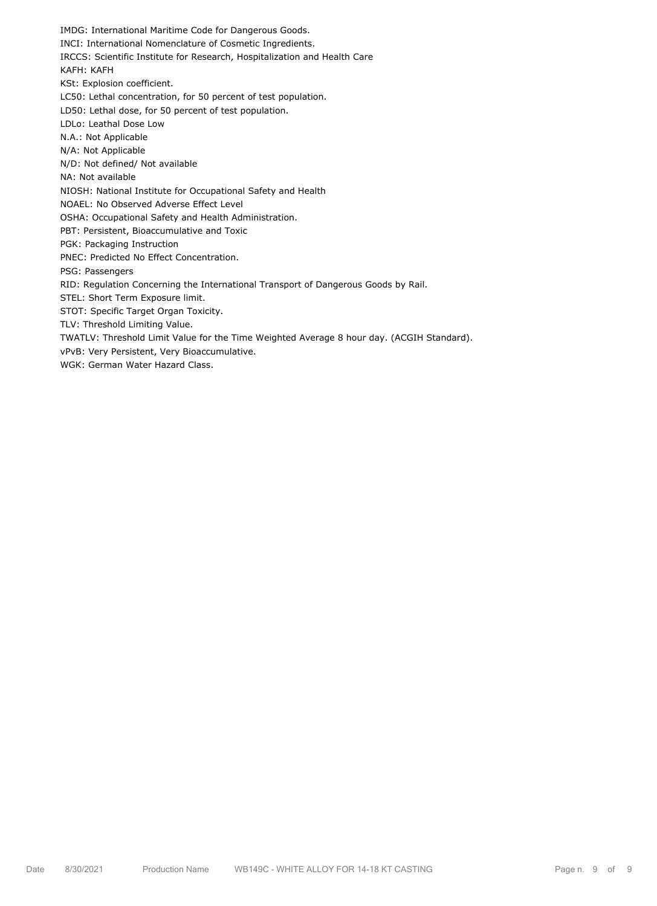IMDG: International Maritime Code for Dangerous Goods.

INCI: International Nomenclature of Cosmetic Ingredients.

IRCCS: Scientific Institute for Research, Hospitalization and Health Care

KAFH: KAFH

KSt: Explosion coefficient.

LC50: Lethal concentration, for 50 percent of test population.

LD50: Lethal dose, for 50 percent of test population.

LDLo: Leathal Dose Low

N.A.: Not Applicable

N/A: Not Applicable

N/D: Not defined/ Not available

NA: Not available

NIOSH: National Institute for Occupational Safety and Health

NOAEL: No Observed Adverse Effect Level

OSHA: Occupational Safety and Health Administration.

PBT: Persistent, Bioaccumulative and Toxic

PGK: Packaging Instruction

PNEC: Predicted No Effect Concentration.

PSG: Passengers

RID: Regulation Concerning the International Transport of Dangerous Goods by Rail.

STEL: Short Term Exposure limit.

STOT: Specific Target Organ Toxicity.

TLV: Threshold Limiting Value.

TWATLV: Threshold Limit Value for the Time Weighted Average 8 hour day. (ACGIH Standard).

vPvB: Very Persistent, Very Bioaccumulative.

WGK: German Water Hazard Class.